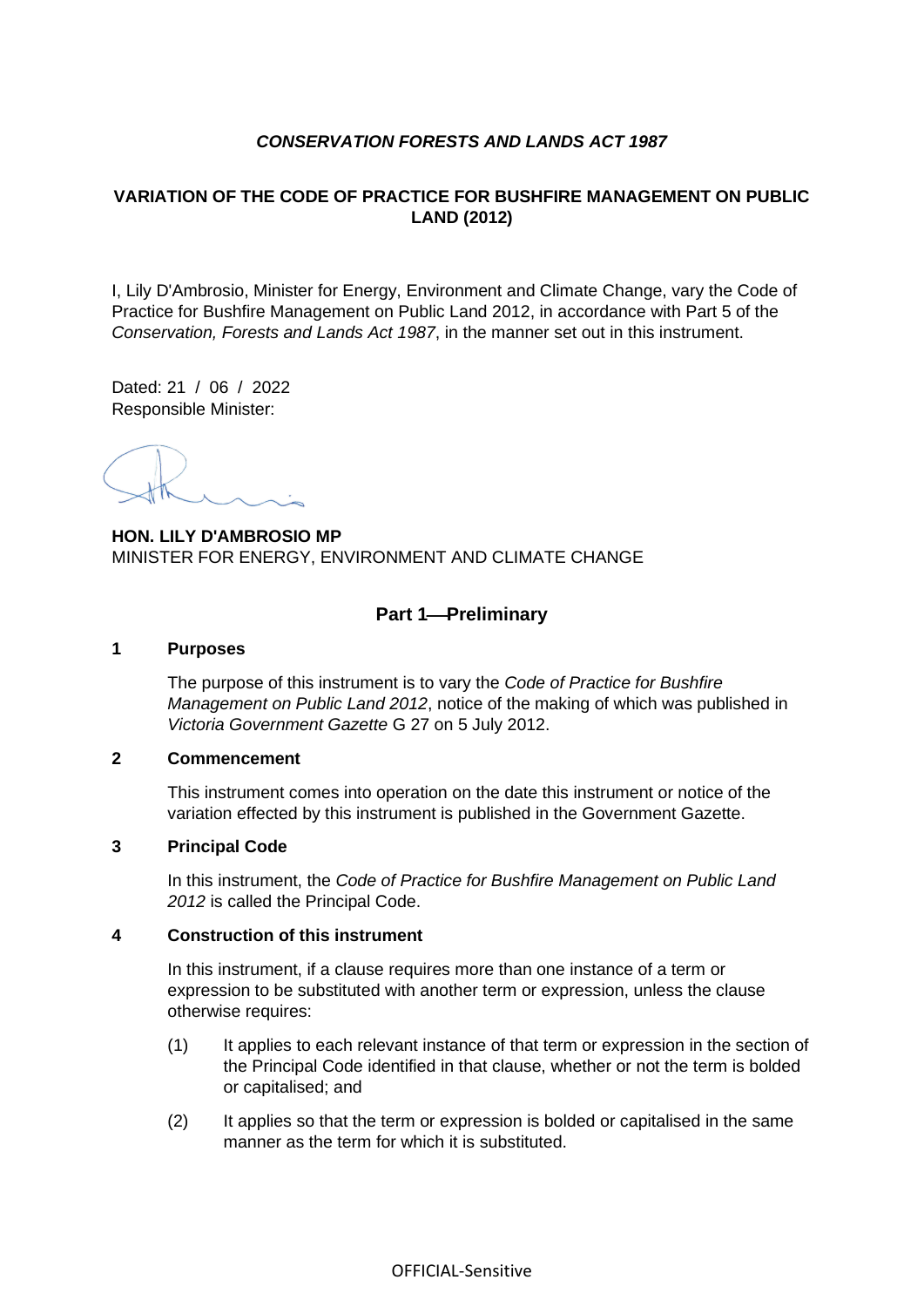***CONSERVATION FORESTS AND LANDS ACT 1987***

**VARIATION OF THE CODE OF PRACTICE FOR BUSHFIRE MANAGEMENT ON PUBLIC LAND (2012)**

I, Lily D'Ambrosio, Minister for Energy, Environment and Climate Change, vary the Code of Practice for Bushfire Management on Public Land 2012, in accordance with Part 5 of the *Conservation, Forests and Lands Act 1987*, in the manner set out in this instrument.

Dated: 21 / 06 / 2022
Responsible Minister:

**HON. LILY D'AMBROSIO MP**
MINISTER FOR ENERGY, ENVIRONMENT AND CLIMATE CHANGE

## Part 1—Preliminary

### 1 Purposes

The purpose of this instrument is to vary the *Code of Practice for Bushfire Management on Public Land 2012*, notice of the making of which was published in *Victoria Government Gazette* G 27 on 5 July 2012.

### 2 Commencement

This instrument comes into operation on the date this instrument or notice of the variation effected by this instrument is published in the Government Gazette.

### 3 Principal Code

In this instrument, the *Code of Practice for Bushfire Management on Public Land 2012* is called the Principal Code.

### 4 Construction of this instrument

In this instrument, if a clause requires more than one instance of a term or expression to be substituted with another term or expression, unless the clause otherwise requires:

(1) It applies to each relevant instance of that term or expression in the section of the Principal Code identified in that clause, whether or not the term is bolded or capitalised; and

(2) It applies so that the term or expression is bolded or capitalised in the same manner as the term for which it is substituted.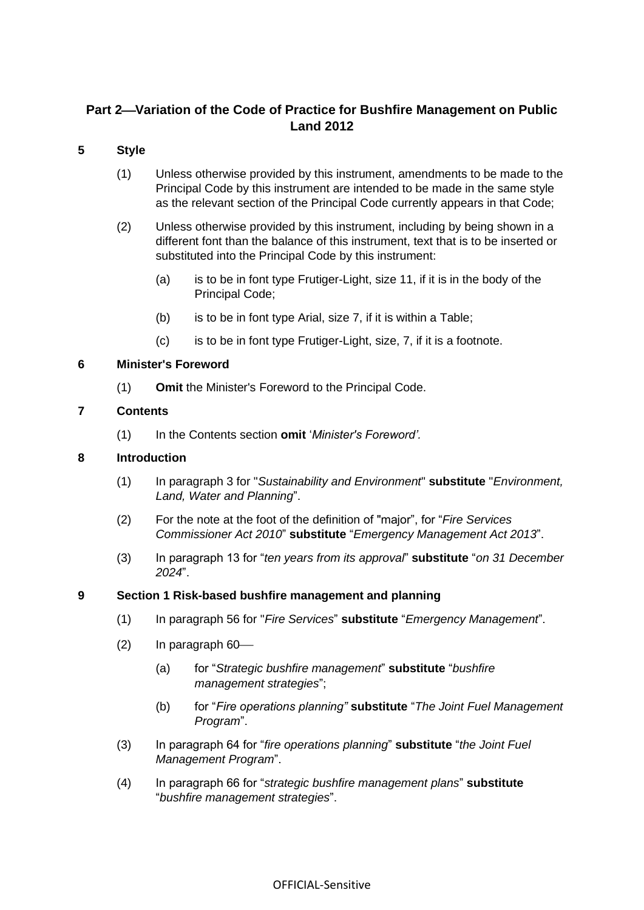## Part 2—Variation of the Code of Practice for Bushfire Management on Public Land 2012

### 5 Style

(1) Unless otherwise provided by this instrument, amendments to be made to the Principal Code by this instrument are intended to be made in the same style as the relevant section of the Principal Code currently appears in that Code;

(2) Unless otherwise provided by this instrument, including by being shown in a different font than the balance of this instrument, text that is to be inserted or substituted into the Principal Code by this instrument:

- (a) is to be in font type Frutiger-Light, size 11, if it is in the body of the Principal Code;
- (b) is to be in font type Arial, size 7, if it is within a Table;
- (c) is to be in font type Frutiger-Light, size, 7, if it is a footnote.

### 6 Minister's Foreword

(1) **Omit** the Minister's Foreword to the Principal Code.

### 7 Contents

(1) In the Contents section **omit** '*Minister's Foreword'.*

### 8 Introduction

(1) In paragraph 3 for "*Sustainability and Environment*" **substitute** "*Environment, Land, Water and Planning*".

(2) For the note at the foot of the definition of "major", for "*Fire Services Commissioner Act 2010*" **substitute** "*Emergency Management Act 2013*".

(3) In paragraph 13 for "*ten years from its approval*" **substitute** "*on 31 December 2024*".

### 9 Section 1 Risk-based bushfire management and planning

(1) In paragraph 56 for "*Fire Services*" **substitute** "*Emergency Management*".

(2) In paragraph 60—

- (a) for "*Strategic bushfire management*" **substitute** "*bushfire management strategies*";
- (b) for "*Fire operations planning"* **substitute** "*The Joint Fuel Management Program*".

(3) In paragraph 64 for "*fire operations planning*" **substitute** "*the Joint Fuel Management Program*".

(4) In paragraph 66 for "*strategic bushfire management plans*" **substitute** "*bushfire management strategies*".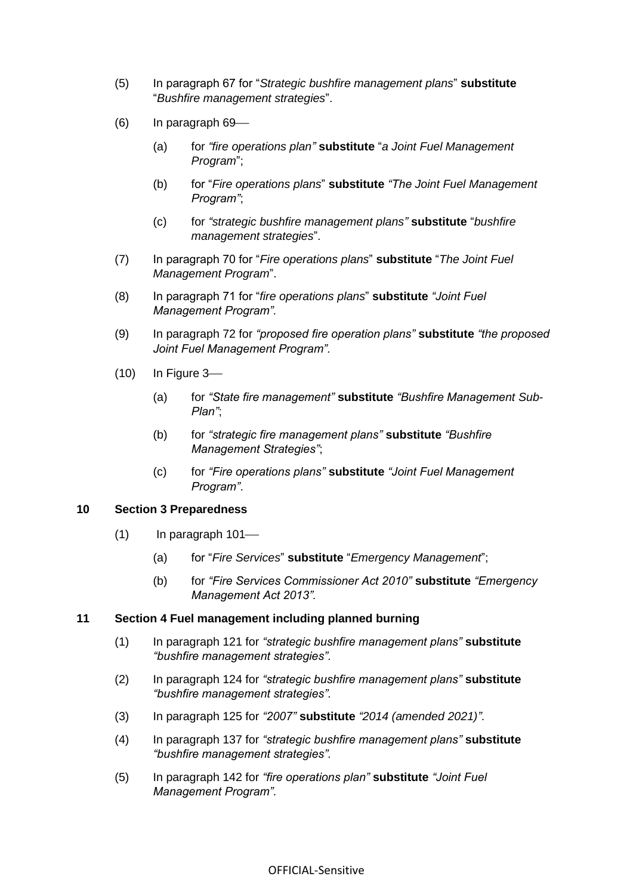(5) In paragraph 67 for "*Strategic bushfire management plans*" **substitute** "*Bushfire management strategies*".

(6) In paragraph 69—

   (a) for *"fire operations plan"* **substitute** "*a Joint Fuel Management Program*";

   (b) for "*Fire operations plans*" **substitute** *"The Joint Fuel Management Program"*;

   (c) for *"strategic bushfire management plans"* **substitute** "*bushfire management strategies*".

(7) In paragraph 70 for "*Fire operations plans*" **substitute** "*The Joint Fuel Management Program*".

(8) In paragraph 71 for "*fire operations plans*" **substitute** *"Joint Fuel Management Program".*

(9) In paragraph 72 for *"proposed fire operation plans"* **substitute** *"the proposed Joint Fuel Management Program"*.

(10) In Figure 3—

   (a) for *"State fire management"* **substitute** *"Bushfire Management Sub-Plan"*;

   (b) for *"strategic fire management plans"* **substitute** *"Bushfire Management Strategies"*;

   (c) for *"Fire operations plans"* **substitute** *"Joint Fuel Management Program"*.

**10 Section 3 Preparedness**

(1) In paragraph 101—

   (a) for "*Fire Services*" **substitute** "*Emergency Management*";

   (b) for *"Fire Services Commissioner Act 2010"* **substitute** *"Emergency Management Act 2013".*

**11 Section 4 Fuel management including planned burning**

(1) In paragraph 121 for *"strategic bushfire management plans"* **substitute** *"bushfire management strategies".*

(2) In paragraph 124 for *"strategic bushfire management plans"* **substitute** *"bushfire management strategies".*

(3) In paragraph 125 for *"2007"* **substitute** *"2014 (amended 2021)"*.

(4) In paragraph 137 for *"strategic bushfire management plans"* **substitute** *"bushfire management strategies".*

(5) In paragraph 142 for *"fire operations plan"* **substitute** *"Joint Fuel Management Program".*

OFFICIAL-Sensitive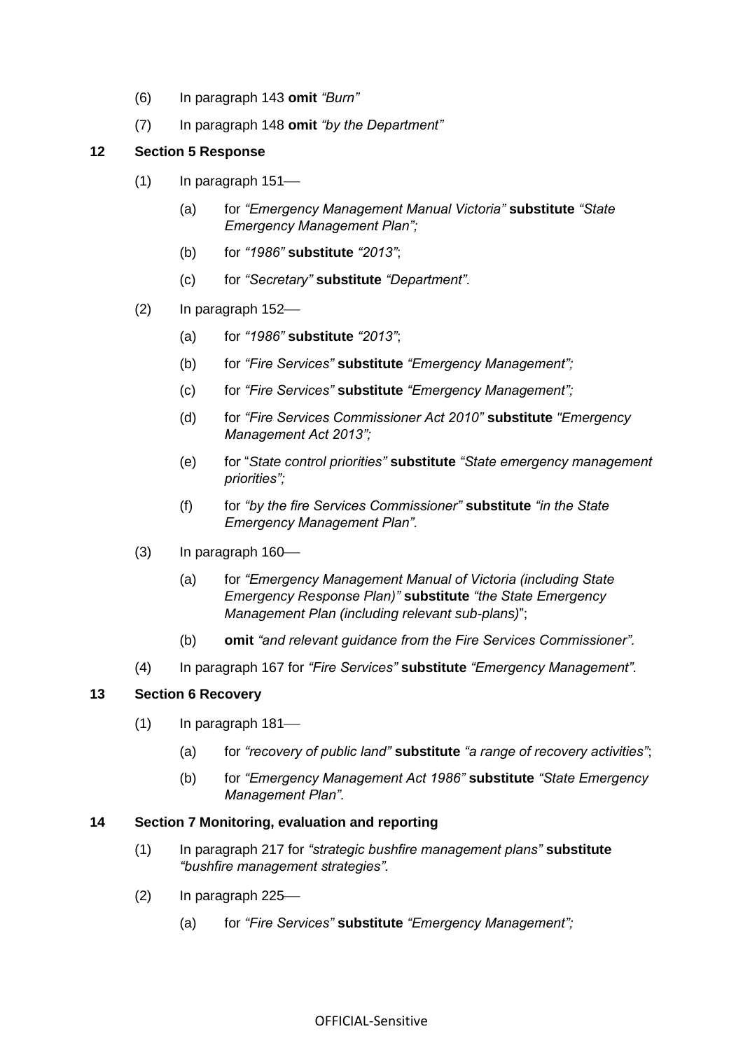(6) In paragraph 143 **omit** *"Burn"*

(7) In paragraph 148 **omit** *"by the Department"*

**12 Section 5 Response**

(1) In paragraph 151—

(a) for *"Emergency Management Manual Victoria"* **substitute** *"State Emergency Management Plan";*

(b) for *"1986"* **substitute** *"2013"*;

(c) for *"Secretary"* **substitute** *"Department"*.

(2) In paragraph 152—

(a) for *"1986"* **substitute** *"2013"*;

(b) for *"Fire Services"* **substitute** *"Emergency Management";*

(c) for *"Fire Services"* **substitute** *"Emergency Management";*

(d) for *"Fire Services Commissioner Act 2010"* **substitute** *"Emergency Management Act 2013";*

(e) for "*State control priorities"* **substitute** *"State emergency management priorities";*

(f) for *"by the fire Services Commissioner"* **substitute** *"in the State Emergency Management Plan".*

(3) In paragraph 160—

(a) for *"Emergency Management Manual of Victoria (including State Emergency Response Plan)"* **substitute** *"the State Emergency Management Plan (including relevant sub-plans)*";

(b) **omit** *"and relevant guidance from the Fire Services Commissioner".*

(4) In paragraph 167 for *"Fire Services"* **substitute** *"Emergency Management".*

**13 Section 6 Recovery**

(1) In paragraph 181—

(a) for *"recovery of public land"* **substitute** *"a range of recovery activities"*;

(b) for *"Emergency Management Act 1986"* **substitute** *"State Emergency Management Plan".*

**14 Section 7 Monitoring, evaluation and reporting**

(1) In paragraph 217 for *"strategic bushfire management plans"* **substitute** *"bushfire management strategies"*.

(2) In paragraph 225—

(a) for *"Fire Services"* **substitute** *"Emergency Management";*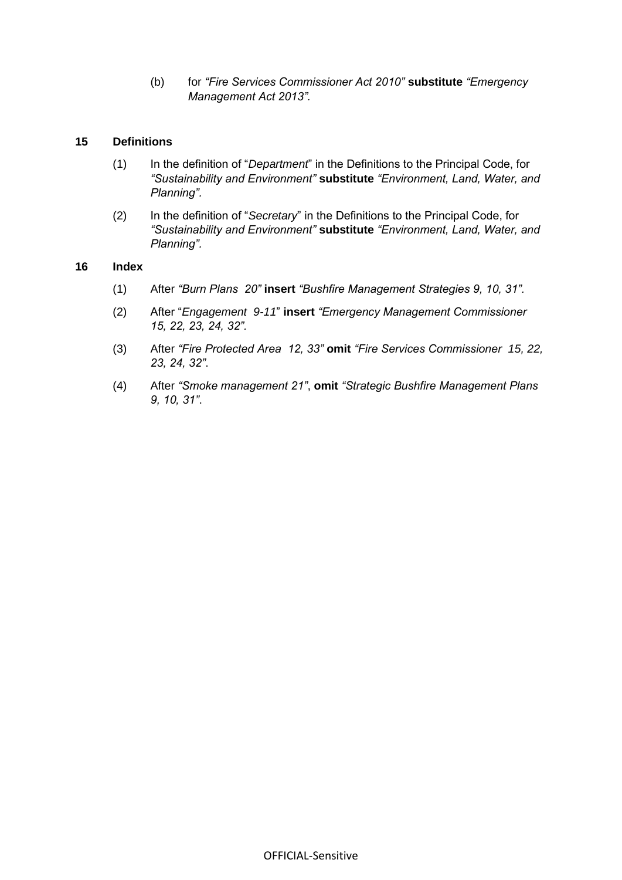(b) for *"Fire Services Commissioner Act 2010"* **substitute** *"Emergency Management Act 2013"*.

## 15 Definitions

(1) In the definition of "*Department*" in the Definitions to the Principal Code, for *"Sustainability and Environment"* **substitute** *"Environment, Land, Water, and Planning"*.

(2) In the definition of "*Secretary*" in the Definitions to the Principal Code, for *"Sustainability and Environment"* **substitute** *"Environment, Land, Water, and Planning"*.

## 16 Index

(1) After *"Burn Plans 20"* **insert** *"Bushfire Management Strategies 9, 10, 31"*.

(2) After "*Engagement 9-11*" **insert** *"Emergency Management Commissioner 15, 22, 23, 24, 32"*.

(3) After *"Fire Protected Area 12, 33"* **omit** *"Fire Services Commissioner 15, 22, 23, 24, 32"*.

(4) After *"Smoke management 21"*, **omit** *"Strategic Bushfire Management Plans 9, 10, 31"*.

OFFICIAL-Sensitive